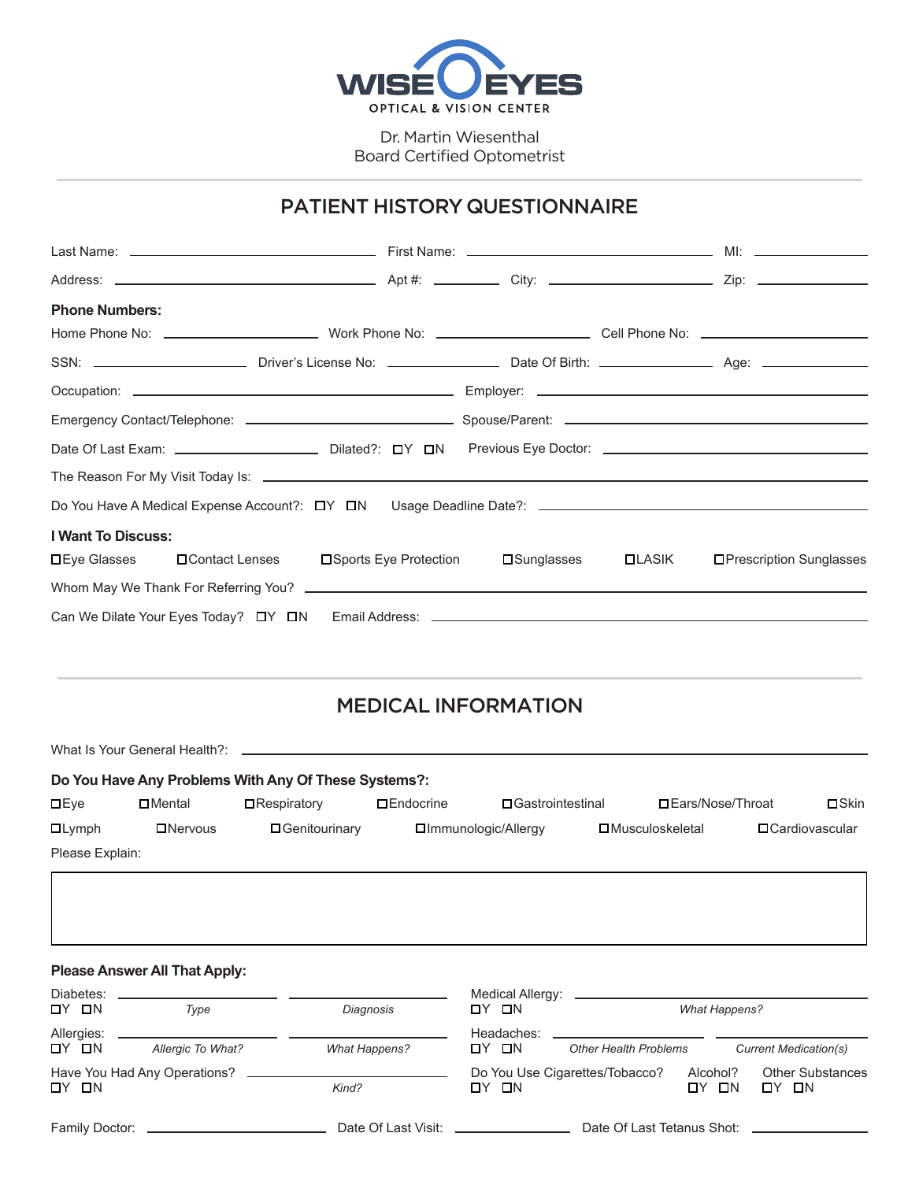# WISE EYES

OPTICAL & VISION CENTER

Dr. Martin Wiesenthal
Board Certified Optometrist

## PATIENT HISTORY QUESTIONNAIRE

Last Name: ______________________ First Name: ______________________ MI: __________

Address: ______________________ Apt #: ________ City: ______________ Zip: __________

**Phone Numbers:**

Home Phone No: ______________ Work Phone No: ______________ Cell Phone No: ______________

SSN: ______________ Driver's License No: ______________ Date Of Birth: ______________ Age: __________

Occupation: ______________________ Employer: ______________________

Emergency Contact/Telephone: ______________________ Spouse/Parent: ______________________

Date Of Last Exam: ______________ Dilated?: ☐Y ☐N Previous Eye Doctor: ______________________

The Reason For My Visit Today Is: ______________________________________________

Do You Have A Medical Expense Account?: ☐Y ☐N Usage Deadline Date?: ______________________

**I Want To Discuss:**

☐Eye Glasses ☐Contact Lenses ☐Sports Eye Protection ☐Sunglasses ☐LASIK ☐Prescription Sunglasses

Whom May We Thank For Referring You? ______________________________________________

Can We Dilate Your Eyes Today? ☐Y ☐N Email Address: ______________________________

## MEDICAL INFORMATION

What Is Your General Health?: ______________________________________________

**Do You Have Any Problems With Any Of These Systems?:**

☐Eye ☐Mental ☐Respiratory ☐Endocrine ☐Gastrointestinal ☐Ears/Nose/Throat ☐Skin

☐Lymph ☐Nervous ☐Genitourinary ☐Immunologic/Allergy ☐Musculoskeletal ☐Cardiovascular

Please Explain:

______________________________________________

**Please Answer All That Apply:**

Diabetes: ☐Y ☐N ______________ *Type* ______________ *Diagnosis*

Medical Allergy: ☐Y ☐N ______________ *What Happens?*

Allergies: ☐Y ☐N ______________ *Allergic To What?* ______________ *What Happens?*

Headaches: ☐Y ☐N ______________ *Other Health Problems* ______________ *Current Medication(s)*

Have You Had Any Operations? ☐Y ☐N ______________ *Kind?*

Do You Use Cigarettes/Tobacco? ☐Y ☐N Alcohol? ☐Y ☐N Other Substances ☐Y ☐N

Family Doctor: ______________ Date Of Last Visit: ______________ Date Of Last Tetanus Shot: ______________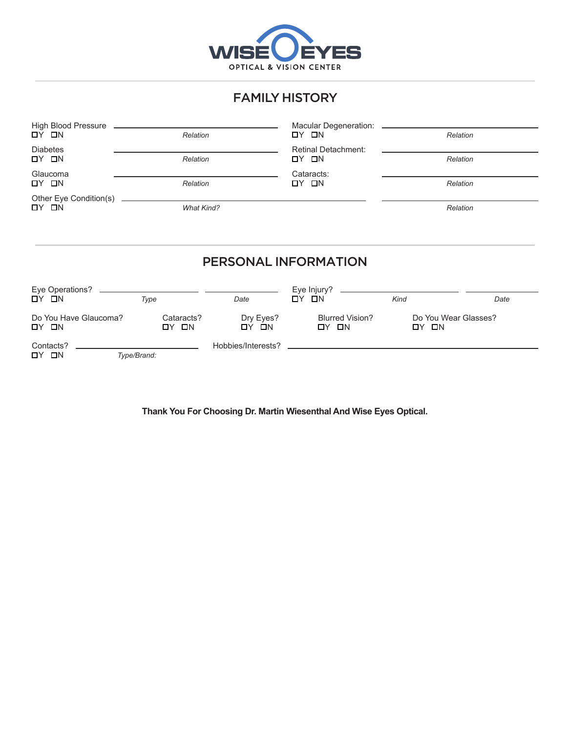WISE EYES
OPTICAL & VISION CENTER

## FAMILY HISTORY

High Blood Pressure ☐Y ☐N ____________ *Relation*

Macular Degeneration: ☐Y ☐N ____________ *Relation*

Diabetes ☐Y ☐N ____________ *Relation*

Retinal Detachment: ☐Y ☐N ____________ *Relation*

Glaucoma ☐Y ☐N ____________ *Relation*

Cataracts: ☐Y ☐N ____________ *Relation*

Other Eye Condition(s) ☐Y ☐N ____________ *What Kind?* ____________ *Relation*

## PERSONAL INFORMATION

Eye Operations? ☐Y ☐N ____________ *Type* ____________ *Date*

Eye Injury? ☐Y ☐N ____________ *Kind* ____________ *Date*

Do You Have Glaucoma? ☐Y ☐N

Cataracts? ☐Y ☐N

Dry Eyes? ☐Y ☐N

Blurred Vision? ☐Y ☐N

Do You Wear Glasses? ☐Y ☐N

Contacts? ☐Y ☐N ____________ *Type/Brand:*

Hobbies/Interests? ____________

**Thank You For Choosing Dr. Martin Wiesenthal And Wise Eyes Optical.**